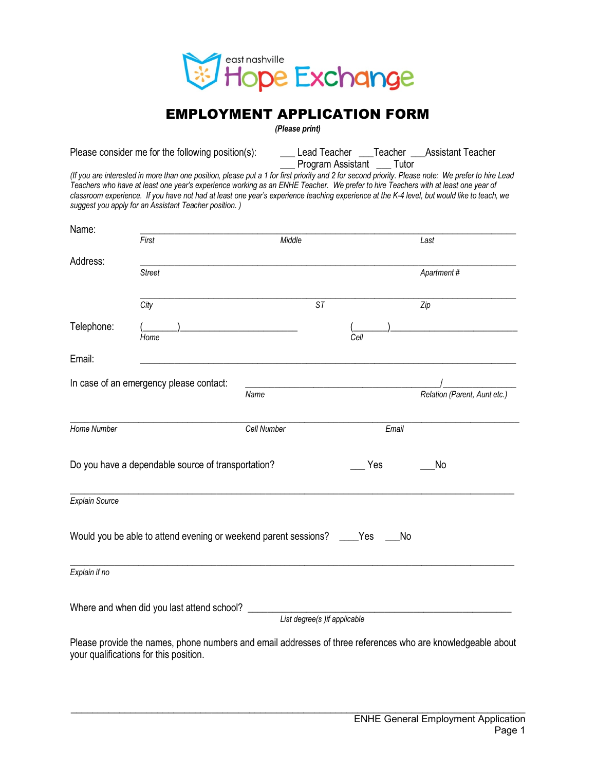east nashville **Hope Exchange**

# EMPLOYMENT APPLICATION FORM

*(Please print)*

Please consider me for the following position(s): ___ Lead Teacher ___Teacher ___Assistant Teacher ___ Program Assistant ___ Tutor

*(If you are interested in more than one position, please put a 1 for first priority and 2 for second priority. Please note: We prefer to hire Lead Teachers who have at least one year's experience working as an ENHE Teacher. We prefer to hire Teachers with at least one year of classroom experience. If you have not had at least one year's experience teaching experience at the K-4 level, but would like to teach, we suggest you apply for an Assistant Teacher position. )*

Name: ______________________________________________________________
*First* *Middle* *Last*

Address: ______________________________________________________________
*Street* *Apartment #*

______________________________________________________________
*City* *ST* *Zip*

Telephone: (_______)________________________ (_______)________________________
*Home* *Cell*

Email: ______________________________________________________________

In case of an emergency please contact: ______________________________________/______________
*Name* *Relation (Parent, Aunt etc.)*

______________________________________________________________
*Home Number* *Cell Number* *Email*

Do you have a dependable source of transportation? ___ Yes ___No

______________________________________________________________
*Explain Source*

Would you be able to attend evening or weekend parent sessions? ____Yes ___No

______________________________________________________________
*Explain if no*

Where and when did you last attend school? ______________________________________________________________
*List degree(s )if applicable*

Please provide the names, phone numbers and email addresses of three references who are knowledgeable about your qualifications for this position.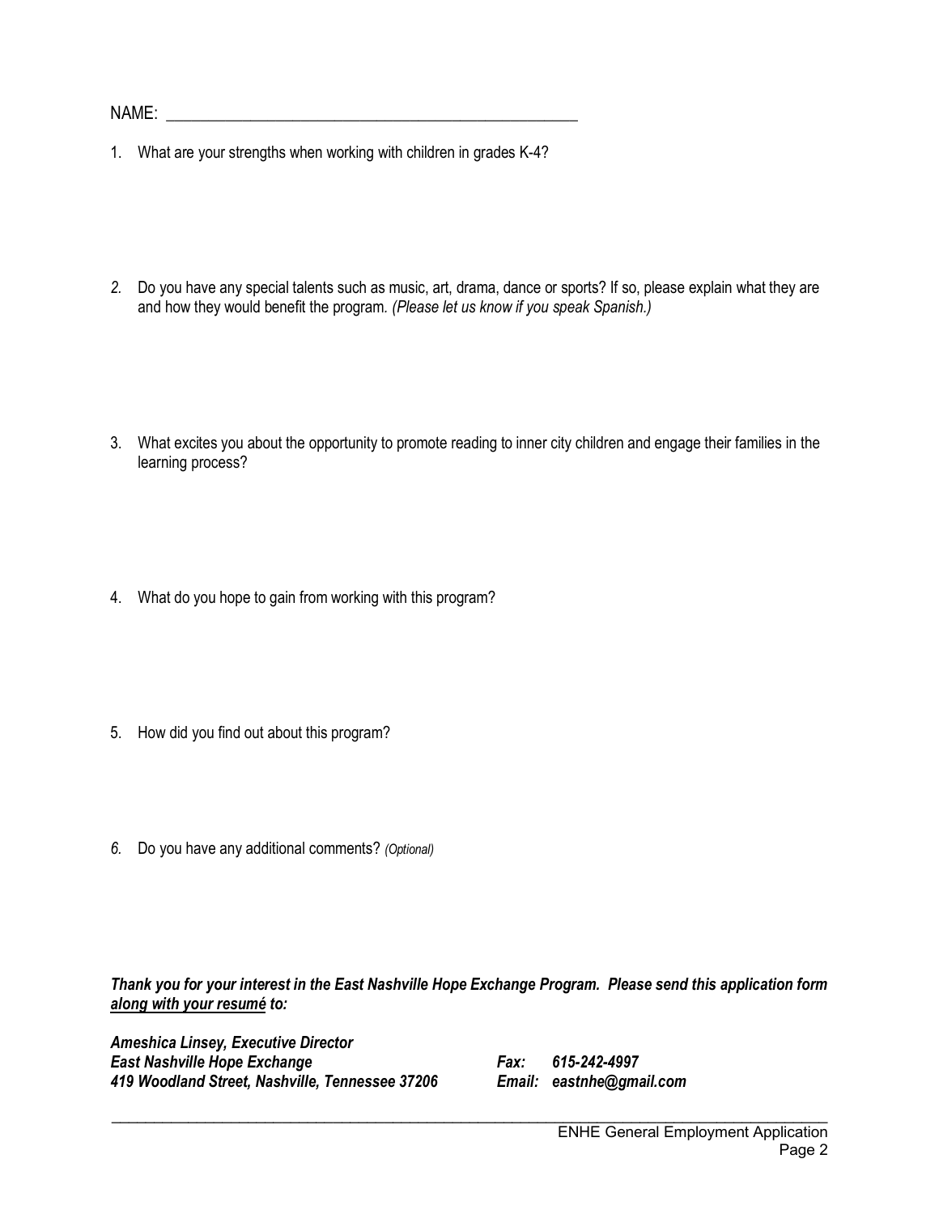NAME: ______________________________________________

1. What are your strengths when working with children in grades K-4?

2. Do you have any special talents such as music, art, drama, dance or sports? If so, please explain what they are and how they would benefit the program. *(Please let us know if you speak Spanish.)*

3. What excites you about the opportunity to promote reading to inner city children and engage their families in the learning process?

4. What do you hope to gain from working with this program?

5. How did you find out about this program?

6. Do you have any additional comments? *(Optional)*

***Thank you for your interest in the East Nashville Hope Exchange Program. Please send this application form <u>along with your resumé</u> to:***

***Ameshica Linsey, Executive Director***
***East Nashville Hope Exchange***
***419 Woodland Street, Nashville, Tennessee 37206***

***Fax: 615-242-4997***
***Email: eastnhe@gmail.com***

ENHE General Employment Application